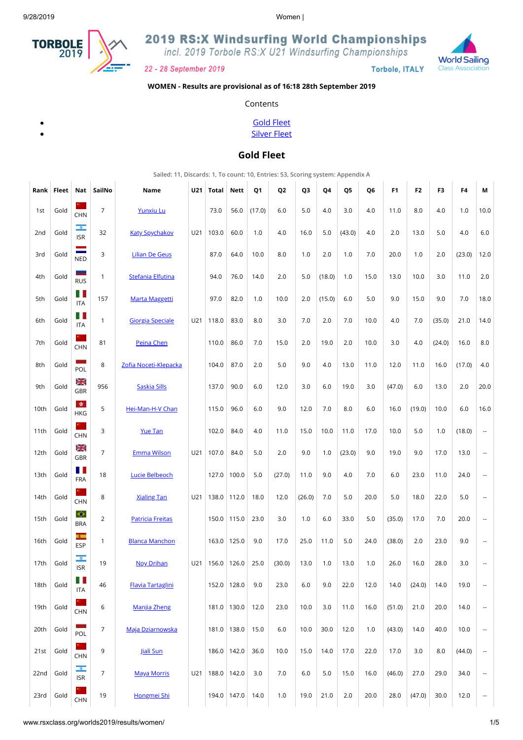# 2019 RS:X Windsurfing World Championships

*incl. 2019 Torbole RS:X U21 Windsurfing Championships*

22 - 28 September 2019

Torbole, ITALY

**WOMEN - Results are provisional as of 16:18 28th September 2019**

Contents

- Gold Fleet
- Silver Fleet

## Gold Fleet

Sailed: 11, Discards: 1, To count: 10, Entries: 53, Scoring system: Appendix A

| Rank | Fleet | Nat | SailNo | Name | U21 | Total | Nett | Q1 | Q2 | Q3 | Q4 | Q5 | Q6 | F1 | F2 | F3 | F4 | M |
|---|---|---|---|---|---|---|---|---|---|---|---|---|---|---|---|---|---|---|
| 1st | Gold | CHN | 7 | Yunxiu Lu | | 73.0 | 56.0 | (17.0) | 6.0 | 5.0 | 4.0 | 3.0 | 4.0 | 11.0 | 8.0 | 4.0 | 1.0 | 10.0 |
| 2nd | Gold | ISR | 32 | Katy Spychakov | U21 | 103.0 | 60.0 | 1.0 | 4.0 | 16.0 | 5.0 | (43.0) | 4.0 | 2.0 | 13.0 | 5.0 | 4.0 | 6.0 |
| 3rd | Gold | NED | 3 | Lilian De Geus | | 87.0 | 64.0 | 10.0 | 8.0 | 1.0 | 2.0 | 1.0 | 7.0 | 20.0 | 1.0 | 2.0 | (23.0) | 12.0 |
| 4th | Gold | RUS | 1 | Stefania Elfutina | | 94.0 | 76.0 | 14.0 | 2.0 | 5.0 | (18.0) | 1.0 | 15.0 | 13.0 | 10.0 | 3.0 | 11.0 | 2.0 |
| 5th | Gold | ITA | 157 | Marta Maggetti | | 97.0 | 82.0 | 1.0 | 10.0 | 2.0 | (15.0) | 6.0 | 5.0 | 9.0 | 15.0 | 9.0 | 7.0 | 18.0 |
| 6th | Gold | ITA | 1 | Giorgia Speciale | U21 | 118.0 | 83.0 | 8.0 | 3.0 | 7.0 | 2.0 | 7.0 | 10.0 | 4.0 | 7.0 | (35.0) | 21.0 | 14.0 |
| 7th | Gold | CHN | 81 | Peina Chen | | 110.0 | 86.0 | 7.0 | 15.0 | 2.0 | 19.0 | 2.0 | 10.0 | 3.0 | 4.0 | (24.0) | 16.0 | 8.0 |
| 8th | Gold | POL | 8 | Zofia Noceti-Klepacka | | 104.0 | 87.0 | 2.0 | 5.0 | 9.0 | 4.0 | 13.0 | 11.0 | 12.0 | 11.0 | 16.0 | (17.0) | 4.0 |
| 9th | Gold | GBR | 956 | Saskia Sills | | 137.0 | 90.0 | 6.0 | 12.0 | 3.0 | 6.0 | 19.0 | 3.0 | (47.0) | 6.0 | 13.0 | 2.0 | 20.0 |
| 10th | Gold | HKG | 5 | Hei-Man-H-V Chan | | 115.0 | 96.0 | 6.0 | 9.0 | 12.0 | 7.0 | 8.0 | 6.0 | 16.0 | (19.0) | 10.0 | 6.0 | 16.0 |
| 11th | Gold | CHN | 3 | Yue Tan | | 102.0 | 84.0 | 4.0 | 11.0 | 15.0 | 10.0 | 11.0 | 17.0 | 10.0 | 5.0 | 1.0 | (18.0) | -- |
| 12th | Gold | GBR | 7 | Emma Wilson | U21 | 107.0 | 84.0 | 5.0 | 2.0 | 9.0 | 1.0 | (23.0) | 9.0 | 19.0 | 9.0 | 17.0 | 13.0 | -- |
| 13th | Gold | FRA | 18 | Lucie Belbeoch | | 127.0 | 100.0 | 5.0 | (27.0) | 11.0 | 9.0 | 4.0 | 7.0 | 6.0 | 23.0 | 11.0 | 24.0 | -- |
| 14th | Gold | CHN | 8 | Xialing Tan | U21 | 138.0 | 112.0 | 18.0 | 12.0 | (26.0) | 7.0 | 5.0 | 20.0 | 5.0 | 18.0 | 22.0 | 5.0 | -- |
| 15th | Gold | BRA | 2 | Patricia Freitas | | 150.0 | 115.0 | 23.0 | 3.0 | 1.0 | 6.0 | 33.0 | 5.0 | (35.0) | 17.0 | 7.0 | 20.0 | -- |
| 16th | Gold | ESP | 1 | Blanca Manchon | | 163.0 | 125.0 | 9.0 | 17.0 | 25.0 | 11.0 | 5.0 | 24.0 | (38.0) | 2.0 | 23.0 | 9.0 | -- |
| 17th | Gold | ISR | 19 | Noy Drihan | U21 | 156.0 | 126.0 | 25.0 | (30.0) | 13.0 | 1.0 | 13.0 | 1.0 | 26.0 | 16.0 | 28.0 | 3.0 | -- |
| 18th | Gold | ITA | 46 | Flavia Tartaglini | | 152.0 | 128.0 | 9.0 | 23.0 | 6.0 | 9.0 | 22.0 | 12.0 | 14.0 | (24.0) | 14.0 | 19.0 | -- |
| 19th | Gold | CHN | 6 | Manjia Zheng | | 181.0 | 130.0 | 12.0 | 23.0 | 10.0 | 3.0 | 11.0 | 16.0 | (51.0) | 21.0 | 20.0 | 14.0 | -- |
| 20th | Gold | POL | 7 | Maja Dziarnowska | | 181.0 | 138.0 | 15.0 | 6.0 | 10.0 | 30.0 | 12.0 | 1.0 | (43.0) | 14.0 | 40.0 | 10.0 | -- |
| 21st | Gold | CHN | 9 | Jiali Sun | | 186.0 | 142.0 | 36.0 | 10.0 | 15.0 | 14.0 | 17.0 | 22.0 | 17.0 | 3.0 | 8.0 | (44.0) | -- |
| 22nd | Gold | ISR | 7 | Maya Morris | U21 | 188.0 | 142.0 | 3.0 | 7.0 | 6.0 | 5.0 | 15.0 | 16.0 | (46.0) | 27.0 | 29.0 | 34.0 | -- |
| 23rd | Gold | CHN | 19 | Hongmei Shi | | 194.0 | 147.0 | 14.0 | 1.0 | 19.0 | 21.0 | 2.0 | 20.0 | 28.0 | (47.0) | 30.0 | 12.0 | -- |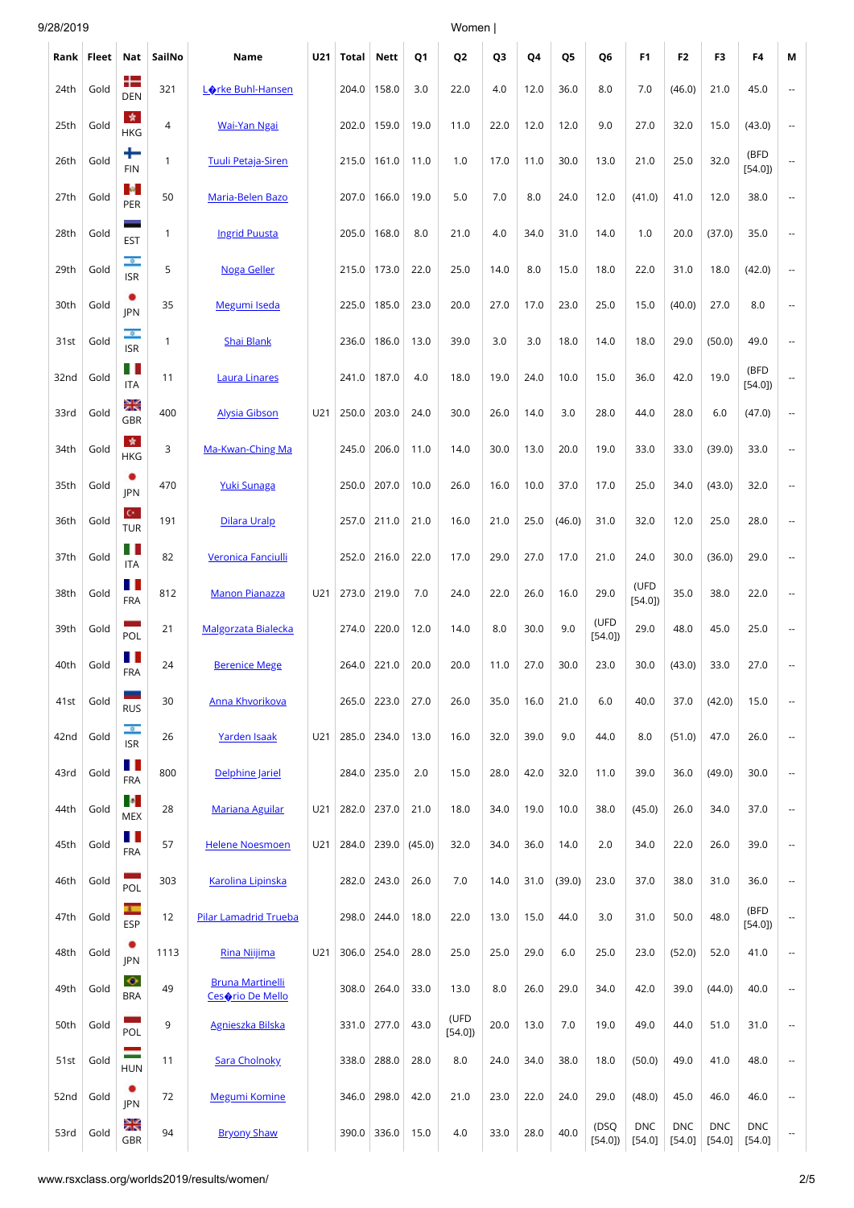| Rank | Fleet | Nat | SailNo | Name | U21 | Total | Nett | Q1 | Q2 | Q3 | Q4 | Q5 | Q6 | F1 | F2 | F3 | F4 | M |
|---|---|---|---|---|---|---|---|---|---|---|---|---|---|---|---|---|---|---|
| 24th | Gold | DEN | 321 | L�rke Buhl-Hansen | | 204.0 | 158.0 | 3.0 | 22.0 | 4.0 | 12.0 | 36.0 | 8.0 | 7.0 | (46.0) | 21.0 | 45.0 | -- |
| 25th | Gold | HKG | 4 | Wai-Yan Ngai | | 202.0 | 159.0 | 19.0 | 11.0 | 22.0 | 12.0 | 12.0 | 9.0 | 27.0 | 32.0 | 15.0 | (43.0) | -- |
| 26th | Gold | FIN | 1 | Tuuli Petaja-Siren | | 215.0 | 161.0 | 11.0 | 1.0 | 17.0 | 11.0 | 30.0 | 13.0 | 21.0 | 25.0 | 32.0 | (BFD [54.0]) | -- |
| 27th | Gold | PER | 50 | Maria-Belen Bazo | | 207.0 | 166.0 | 19.0 | 5.0 | 7.0 | 8.0 | 24.0 | 12.0 | (41.0) | 41.0 | 12.0 | 38.0 | -- |
| 28th | Gold | EST | 1 | Ingrid Puusta | | 205.0 | 168.0 | 8.0 | 21.0 | 4.0 | 34.0 | 31.0 | 14.0 | 1.0 | 20.0 | (37.0) | 35.0 | -- |
| 29th | Gold | ISR | 5 | Noga Geller | | 215.0 | 173.0 | 22.0 | 25.0 | 14.0 | 8.0 | 15.0 | 18.0 | 22.0 | 31.0 | 18.0 | (42.0) | -- |
| 30th | Gold | JPN | 35 | Megumi Iseda | | 225.0 | 185.0 | 23.0 | 20.0 | 27.0 | 17.0 | 23.0 | 25.0 | 15.0 | (40.0) | 27.0 | 8.0 | -- |
| 31st | Gold | ISR | 1 | Shai Blank | | 236.0 | 186.0 | 13.0 | 39.0 | 3.0 | 3.0 | 18.0 | 14.0 | 18.0 | 29.0 | (50.0) | 49.0 | -- |
| 32nd | Gold | ITA | 11 | Laura Linares | | 241.0 | 187.0 | 4.0 | 18.0 | 19.0 | 24.0 | 10.0 | 15.0 | 36.0 | 42.0 | 19.0 | (BFD [54.0]) | -- |
| 33rd | Gold | GBR | 400 | Alysia Gibson | U21 | 250.0 | 203.0 | 24.0 | 30.0 | 26.0 | 14.0 | 3.0 | 28.0 | 44.0 | 28.0 | 6.0 | (47.0) | -- |
| 34th | Gold | HKG | 3 | Ma-Kwan-Ching Ma | | 245.0 | 206.0 | 11.0 | 14.0 | 30.0 | 13.0 | 20.0 | 19.0 | 33.0 | 33.0 | (39.0) | 33.0 | -- |
| 35th | Gold | JPN | 470 | Yuki Sunaga | | 250.0 | 207.0 | 10.0 | 26.0 | 16.0 | 10.0 | 37.0 | 17.0 | 25.0 | 34.0 | (43.0) | 32.0 | -- |
| 36th | Gold | TUR | 191 | Dilara Uralp | | 257.0 | 211.0 | 21.0 | 16.0 | 21.0 | 25.0 | (46.0) | 31.0 | 32.0 | 12.0 | 25.0 | 28.0 | -- |
| 37th | Gold | ITA | 82 | Veronica Fanciulli | | 252.0 | 216.0 | 22.0 | 17.0 | 29.0 | 27.0 | 17.0 | 21.0 | 24.0 | 30.0 | (36.0) | 29.0 | -- |
| 38th | Gold | FRA | 812 | Manon Pianazza | U21 | 273.0 | 219.0 | 7.0 | 24.0 | 22.0 | 26.0 | 16.0 | 29.0 | (UFD [54.0]) | 35.0 | 38.0 | 22.0 | -- |
| 39th | Gold | POL | 21 | Malgorzata Bialecka | | 274.0 | 220.0 | 12.0 | 14.0 | 8.0 | 30.0 | 9.0 | (UFD [54.0]) | 29.0 | 48.0 | 45.0 | 25.0 | -- |
| 40th | Gold | FRA | 24 | Berenice Mege | | 264.0 | 221.0 | 20.0 | 20.0 | 11.0 | 27.0 | 30.0 | 23.0 | 30.0 | (43.0) | 33.0 | 27.0 | -- |
| 41st | Gold | RUS | 30 | Anna Khvorikova | | 265.0 | 223.0 | 27.0 | 26.0 | 35.0 | 16.0 | 21.0 | 6.0 | 40.0 | 37.0 | (42.0) | 15.0 | -- |
| 42nd | Gold | ISR | 26 | Yarden Isaak | U21 | 285.0 | 234.0 | 13.0 | 16.0 | 32.0 | 39.0 | 9.0 | 44.0 | 8.0 | (51.0) | 47.0 | 26.0 | -- |
| 43rd | Gold | FRA | 800 | Delphine Jariel | | 284.0 | 235.0 | 2.0 | 15.0 | 28.0 | 42.0 | 32.0 | 11.0 | 39.0 | 36.0 | (49.0) | 30.0 | -- |
| 44th | Gold | MEX | 28 | Mariana Aguilar | U21 | 282.0 | 237.0 | 21.0 | 18.0 | 34.0 | 19.0 | 10.0 | 38.0 | (45.0) | 26.0 | 34.0 | 37.0 | -- |
| 45th | Gold | FRA | 57 | Helene Noesmoen | U21 | 284.0 | 239.0 | (45.0) | 32.0 | 34.0 | 36.0 | 14.0 | 2.0 | 34.0 | 22.0 | 26.0 | 39.0 | -- |
| 46th | Gold | POL | 303 | Karolina Lipinska | | 282.0 | 243.0 | 26.0 | 7.0 | 14.0 | 31.0 | (39.0) | 23.0 | 37.0 | 38.0 | 31.0 | 36.0 | -- |
| 47th | Gold | ESP | 12 | Pilar Lamadrid Trueba | | 298.0 | 244.0 | 18.0 | 22.0 | 13.0 | 15.0 | 44.0 | 3.0 | 31.0 | 50.0 | 48.0 | (BFD [54.0]) | -- |
| 48th | Gold | JPN | 1113 | Rina Niijima | U21 | 306.0 | 254.0 | 28.0 | 25.0 | 25.0 | 29.0 | 6.0 | 25.0 | 23.0 | (52.0) | 52.0 | 41.0 | -- |
| 49th | Gold | BRA | 49 | Bruna Martinelli Ces�rio De Mello | | 308.0 | 264.0 | 33.0 | 13.0 | 8.0 | 26.0 | 29.0 | 34.0 | 42.0 | 39.0 | (44.0) | 40.0 | -- |
| 50th | Gold | POL | 9 | Agnieszka Bilska | | 331.0 | 277.0 | 43.0 | (UFD [54.0]) | 20.0 | 13.0 | 7.0 | 19.0 | 49.0 | 44.0 | 51.0 | 31.0 | -- |
| 51st | Gold | HUN | 11 | Sara Cholnoky | | 338.0 | 288.0 | 28.0 | 8.0 | 24.0 | 34.0 | 38.0 | 18.0 | (50.0) | 49.0 | 41.0 | 48.0 | -- |
| 52nd | Gold | JPN | 72 | Megumi Komine | | 346.0 | 298.0 | 42.0 | 21.0 | 23.0 | 22.0 | 24.0 | 29.0 | (48.0) | 45.0 | 46.0 | 46.0 | -- |
| 53rd | Gold | GBR | 94 | Bryony Shaw | | 390.0 | 336.0 | 15.0 | 4.0 | 33.0 | 28.0 | 40.0 | (DSQ [54.0]) | DNC [54.0] | DNC [54.0] | DNC [54.0] | DNC [54.0] | -- |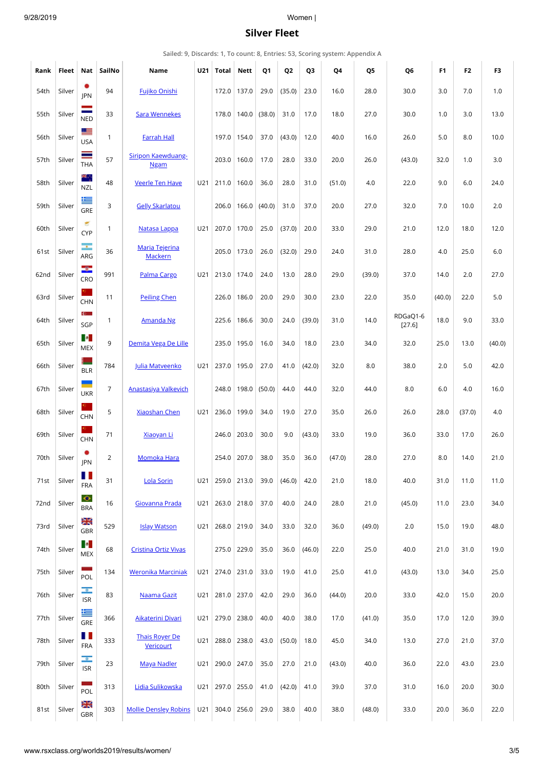## Silver Fleet

Sailed: 9, Discards: 1, To count: 8, Entries: 53, Scoring system: Appendix A

| Rank | Fleet | Nat | SailNo | Name | U21 | Total | Nett | Q1 | Q2 | Q3 | Q4 | Q5 | Q6 | F1 | F2 | F3 |
|---|---|---|---|---|---|---|---|---|---|---|---|---|---|---|---|---|
| 54th | Silver | JPN | 94 | Fujiko Onishi | | 172.0 | 137.0 | 29.0 | (35.0) | 23.0 | 16.0 | 28.0 | 30.0 | 3.0 | 7.0 | 1.0 |
| 55th | Silver | NED | 33 | Sara Wennekes | | 178.0 | 140.0 | (38.0) | 31.0 | 17.0 | 18.0 | 27.0 | 30.0 | 1.0 | 3.0 | 13.0 |
| 56th | Silver | USA | 1 | Farrah Hall | | 197.0 | 154.0 | 37.0 | (43.0) | 12.0 | 40.0 | 16.0 | 26.0 | 5.0 | 8.0 | 10.0 |
| 57th | Silver | THA | 57 | Siripon Kaewduang-Ngam | | 203.0 | 160.0 | 17.0 | 28.0 | 33.0 | 20.0 | 26.0 | (43.0) | 32.0 | 1.0 | 3.0 |
| 58th | Silver | NZL | 48 | Veerle Ten Have | U21 | 211.0 | 160.0 | 36.0 | 28.0 | 31.0 | (51.0) | 4.0 | 22.0 | 9.0 | 6.0 | 24.0 |
| 59th | Silver | GRE | 3 | Gelly Skarlatou | | 206.0 | 166.0 | (40.0) | 31.0 | 37.0 | 20.0 | 27.0 | 32.0 | 7.0 | 10.0 | 2.0 |
| 60th | Silver | CYP | 1 | Natasa Lappa | U21 | 207.0 | 170.0 | 25.0 | (37.0) | 20.0 | 33.0 | 29.0 | 21.0 | 12.0 | 18.0 | 12.0 |
| 61st | Silver | ARG | 36 | Maria Tejerina Mackern | | 205.0 | 173.0 | 26.0 | (32.0) | 29.0 | 24.0 | 31.0 | 28.0 | 4.0 | 25.0 | 6.0 |
| 62nd | Silver | CRO | 991 | Palma Cargo | U21 | 213.0 | 174.0 | 24.0 | 13.0 | 28.0 | 29.0 | (39.0) | 37.0 | 14.0 | 2.0 | 27.0 |
| 63rd | Silver | CHN | 11 | Peiling Chen | | 226.0 | 186.0 | 20.0 | 29.0 | 30.0 | 23.0 | 22.0 | 35.0 | (40.0) | 22.0 | 5.0 |
| 64th | Silver | SGP | 1 | Amanda Ng | | 225.6 | 186.6 | 30.0 | 24.0 | (39.0) | 31.0 | 14.0 | RDGaQ1-6 [27.6] | 18.0 | 9.0 | 33.0 |
| 65th | Silver | MEX | 9 | Demita Vega De Lille | | 235.0 | 195.0 | 16.0 | 34.0 | 18.0 | 23.0 | 34.0 | 32.0 | 25.0 | 13.0 | (40.0) |
| 66th | Silver | BLR | 784 | Julia Matveenko | U21 | 237.0 | 195.0 | 27.0 | 41.0 | (42.0) | 32.0 | 8.0 | 38.0 | 2.0 | 5.0 | 42.0 |
| 67th | Silver | UKR | 7 | Anastasiya Valkevich | | 248.0 | 198.0 | (50.0) | 44.0 | 44.0 | 32.0 | 44.0 | 8.0 | 6.0 | 4.0 | 16.0 |
| 68th | Silver | CHN | 5 | Xiaoshan Chen | U21 | 236.0 | 199.0 | 34.0 | 19.0 | 27.0 | 35.0 | 26.0 | 26.0 | 28.0 | (37.0) | 4.0 |
| 69th | Silver | CHN | 71 | Xiaoyan Li | | 246.0 | 203.0 | 30.0 | 9.0 | (43.0) | 33.0 | 19.0 | 36.0 | 33.0 | 17.0 | 26.0 |
| 70th | Silver | JPN | 2 | Momoka Hara | | 254.0 | 207.0 | 38.0 | 35.0 | 36.0 | (47.0) | 28.0 | 27.0 | 8.0 | 14.0 | 21.0 |
| 71st | Silver | FRA | 31 | Lola Sorin | U21 | 259.0 | 213.0 | 39.0 | (46.0) | 42.0 | 21.0 | 18.0 | 40.0 | 31.0 | 11.0 | 11.0 |
| 72nd | Silver | BRA | 16 | Giovanna Prada | U21 | 263.0 | 218.0 | 37.0 | 40.0 | 24.0 | 28.0 | 21.0 | (45.0) | 11.0 | 23.0 | 34.0 |
| 73rd | Silver | GBR | 529 | Islay Watson | U21 | 268.0 | 219.0 | 34.0 | 33.0 | 32.0 | 36.0 | (49.0) | 2.0 | 15.0 | 19.0 | 48.0 |
| 74th | Silver | MEX | 68 | Cristina Ortiz Vivas | | 275.0 | 229.0 | 35.0 | 36.0 | (46.0) | 22.0 | 25.0 | 40.0 | 21.0 | 31.0 | 19.0 |
| 75th | Silver | POL | 134 | Weronika Marciniak | U21 | 274.0 | 231.0 | 33.0 | 19.0 | 41.0 | 25.0 | 41.0 | (43.0) | 13.0 | 34.0 | 25.0 |
| 76th | Silver | ISR | 83 | Naama Gazit | U21 | 281.0 | 237.0 | 42.0 | 29.0 | 36.0 | (44.0) | 20.0 | 33.0 | 42.0 | 15.0 | 20.0 |
| 77th | Silver | GRE | 366 | Aikaterini Divari | U21 | 279.0 | 238.0 | 40.0 | 40.0 | 38.0 | 17.0 | (41.0) | 35.0 | 17.0 | 12.0 | 39.0 |
| 78th | Silver | FRA | 333 | Thais Royer De Vericourt | U21 | 288.0 | 238.0 | 43.0 | (50.0) | 18.0 | 45.0 | 34.0 | 13.0 | 27.0 | 21.0 | 37.0 |
| 79th | Silver | ISR | 23 | Maya Nadler | U21 | 290.0 | 247.0 | 35.0 | 27.0 | 21.0 | (43.0) | 40.0 | 36.0 | 22.0 | 43.0 | 23.0 |
| 80th | Silver | POL | 313 | Lidia Sulikowska | U21 | 297.0 | 255.0 | 41.0 | (42.0) | 41.0 | 39.0 | 37.0 | 31.0 | 16.0 | 20.0 | 30.0 |
| 81st | Silver | GBR | 303 | Mollie Densley Robins | U21 | 304.0 | 256.0 | 29.0 | 38.0 | 40.0 | 38.0 | (48.0) | 33.0 | 20.0 | 36.0 | 22.0 |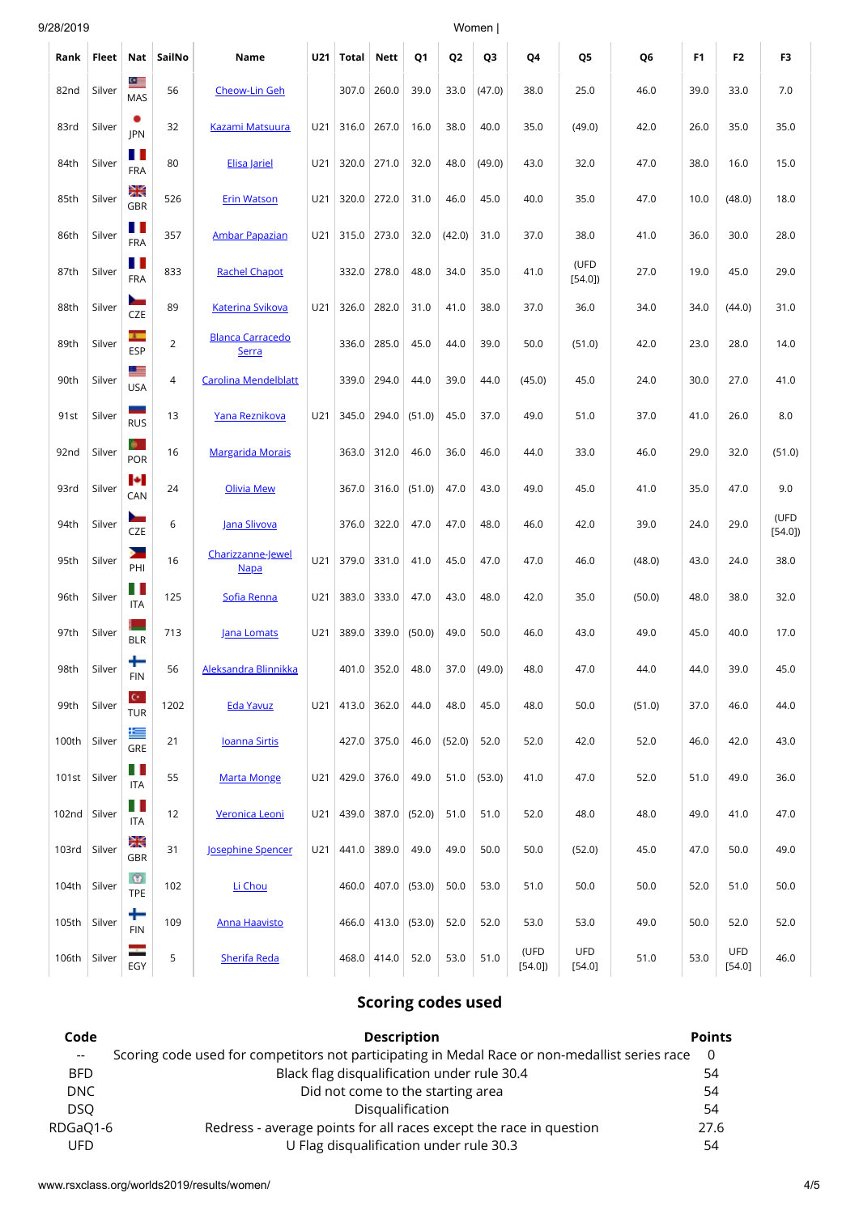| Rank | Fleet | Nat | SailNo | Name | U21 | Total | Nett | Q1 | Q2 | Q3 | Q4 | Q5 | Q6 | F1 | F2 | F3 |
|---|---|---|---|---|---|---|---|---|---|---|---|---|---|---|---|---|
| 82nd | Silver | MAS | 56 | Cheow-Lin Geh | | 307.0 | 260.0 | 39.0 | 33.0 | (47.0) | 38.0 | 25.0 | 46.0 | 39.0 | 33.0 | 7.0 |
| 83rd | Silver | JPN | 32 | Kazami Matsuura | U21 | 316.0 | 267.0 | 16.0 | 38.0 | 40.0 | 35.0 | (49.0) | 42.0 | 26.0 | 35.0 | 35.0 |
| 84th | Silver | FRA | 80 | Elisa Jariel | U21 | 320.0 | 271.0 | 32.0 | 48.0 | (49.0) | 43.0 | 32.0 | 47.0 | 38.0 | 16.0 | 15.0 |
| 85th | Silver | GBR | 526 | Erin Watson | U21 | 320.0 | 272.0 | 31.0 | 46.0 | 45.0 | 40.0 | 35.0 | 47.0 | 10.0 | (48.0) | 18.0 |
| 86th | Silver | FRA | 357 | Ambar Papazian | U21 | 315.0 | 273.0 | 32.0 | (42.0) | 31.0 | 37.0 | 38.0 | 41.0 | 36.0 | 30.0 | 28.0 |
| 87th | Silver | FRA | 833 | Rachel Chapot | | 332.0 | 278.0 | 48.0 | 34.0 | 35.0 | 41.0 | (UFD [54.0]) | 27.0 | 19.0 | 45.0 | 29.0 |
| 88th | Silver | CZE | 89 | Katerina Svikova | U21 | 326.0 | 282.0 | 31.0 | 41.0 | 38.0 | 37.0 | 36.0 | 34.0 | 34.0 | (44.0) | 31.0 |
| 89th | Silver | ESP | 2 | Blanca Carracedo Serra | | 336.0 | 285.0 | 45.0 | 44.0 | 39.0 | 50.0 | (51.0) | 42.0 | 23.0 | 28.0 | 14.0 |
| 90th | Silver | USA | 4 | Carolina Mendelblatt | | 339.0 | 294.0 | 44.0 | 39.0 | 44.0 | (45.0) | 45.0 | 24.0 | 30.0 | 27.0 | 41.0 |
| 91st | Silver | RUS | 13 | Yana Reznikova | U21 | 345.0 | 294.0 | (51.0) | 45.0 | 37.0 | 49.0 | 51.0 | 37.0 | 41.0 | 26.0 | 8.0 |
| 92nd | Silver | POR | 16 | Margarida Morais | | 363.0 | 312.0 | 46.0 | 36.0 | 46.0 | 44.0 | 33.0 | 46.0 | 29.0 | 32.0 | (51.0) |
| 93rd | Silver | CAN | 24 | Olivia Mew | | 367.0 | 316.0 | (51.0) | 47.0 | 43.0 | 49.0 | 45.0 | 41.0 | 35.0 | 47.0 | 9.0 |
| 94th | Silver | CZE | 6 | Jana Slivova | | 376.0 | 322.0 | 47.0 | 47.0 | 48.0 | 46.0 | 42.0 | 39.0 | 24.0 | 29.0 | (UFD [54.0]) |
| 95th | Silver | PHI | 16 | Charizzanne-Jewel Napa | U21 | 379.0 | 331.0 | 41.0 | 45.0 | 47.0 | 47.0 | 46.0 | (48.0) | 43.0 | 24.0 | 38.0 |
| 96th | Silver | ITA | 125 | Sofia Renna | U21 | 383.0 | 333.0 | 47.0 | 43.0 | 48.0 | 42.0 | 35.0 | (50.0) | 48.0 | 38.0 | 32.0 |
| 97th | Silver | BLR | 713 | Jana Lomats | U21 | 389.0 | 339.0 | (50.0) | 49.0 | 50.0 | 46.0 | 43.0 | 49.0 | 45.0 | 40.0 | 17.0 |
| 98th | Silver | FIN | 56 | Aleksandra Blinnikka | | 401.0 | 352.0 | 48.0 | 37.0 | (49.0) | 48.0 | 47.0 | 44.0 | 44.0 | 39.0 | 45.0 |
| 99th | Silver | TUR | 1202 | Eda Yavuz | U21 | 413.0 | 362.0 | 44.0 | 48.0 | 45.0 | 48.0 | 50.0 | (51.0) | 37.0 | 46.0 | 44.0 |
| 100th | Silver | GRE | 21 | Ioanna Sirtis | | 427.0 | 375.0 | 46.0 | (52.0) | 52.0 | 52.0 | 42.0 | 52.0 | 46.0 | 42.0 | 43.0 |
| 101st | Silver | ITA | 55 | Marta Monge | U21 | 429.0 | 376.0 | 49.0 | 51.0 | (53.0) | 41.0 | 47.0 | 52.0 | 51.0 | 49.0 | 36.0 |
| 102nd | Silver | ITA | 12 | Veronica Leoni | U21 | 439.0 | 387.0 | (52.0) | 51.0 | 51.0 | 52.0 | 48.0 | 48.0 | 49.0 | 41.0 | 47.0 |
| 103rd | Silver | GBR | 31 | Josephine Spencer | U21 | 441.0 | 389.0 | 49.0 | 49.0 | 50.0 | 50.0 | (52.0) | 45.0 | 47.0 | 50.0 | 49.0 |
| 104th | Silver | TPE | 102 | Li Chou | | 460.0 | 407.0 | (53.0) | 50.0 | 53.0 | 51.0 | 50.0 | 50.0 | 52.0 | 51.0 | 50.0 |
| 105th | Silver | FIN | 109 | Anna Haavisto | | 466.0 | 413.0 | (53.0) | 52.0 | 52.0 | 53.0 | 53.0 | 49.0 | 50.0 | 52.0 | 52.0 |
| 106th | Silver | EGY | 5 | Sherifa Reda | | 468.0 | 414.0 | 52.0 | 53.0 | 51.0 | (UFD [54.0]) | UFD [54.0] | 51.0 | 53.0 | UFD [54.0] | 46.0 |

## Scoring codes used

| Code | Description | Points |
|---|---|---|
| -- | Scoring code used for competitors not participating in Medal Race or non-medallist series race | 0 |
| BFD | Black flag disqualification under rule 30.4 | 54 |
| DNC | Did not come to the starting area | 54 |
| DSQ | Disqualification | 54 |
| RDGaQ1-6 | Redress - average points for all races except the race in question | 27.6 |
| UFD | U Flag disqualification under rule 30.3 | 54 |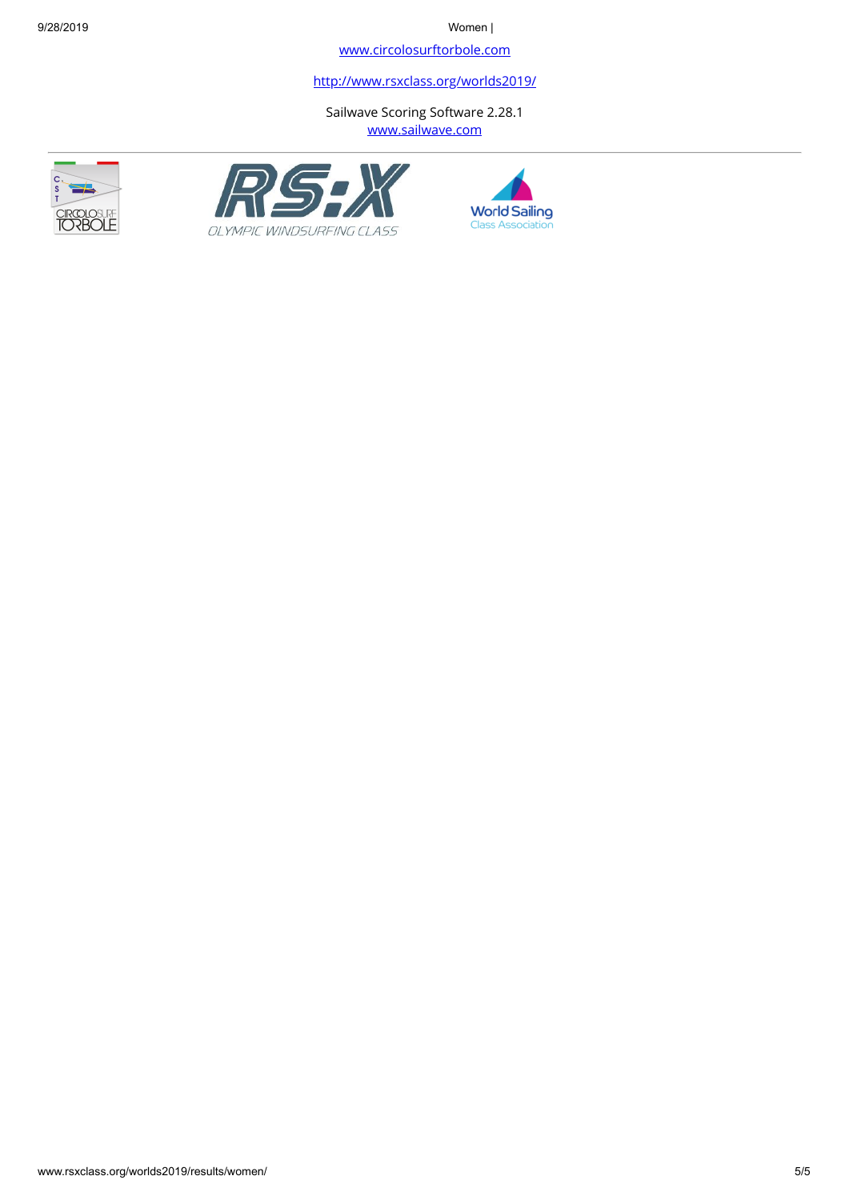www.circolosurftorbole.com

http://www.rsxclass.org/worlds2019/

Sailwave Scoring Software 2.28.1
www.sailwave.com